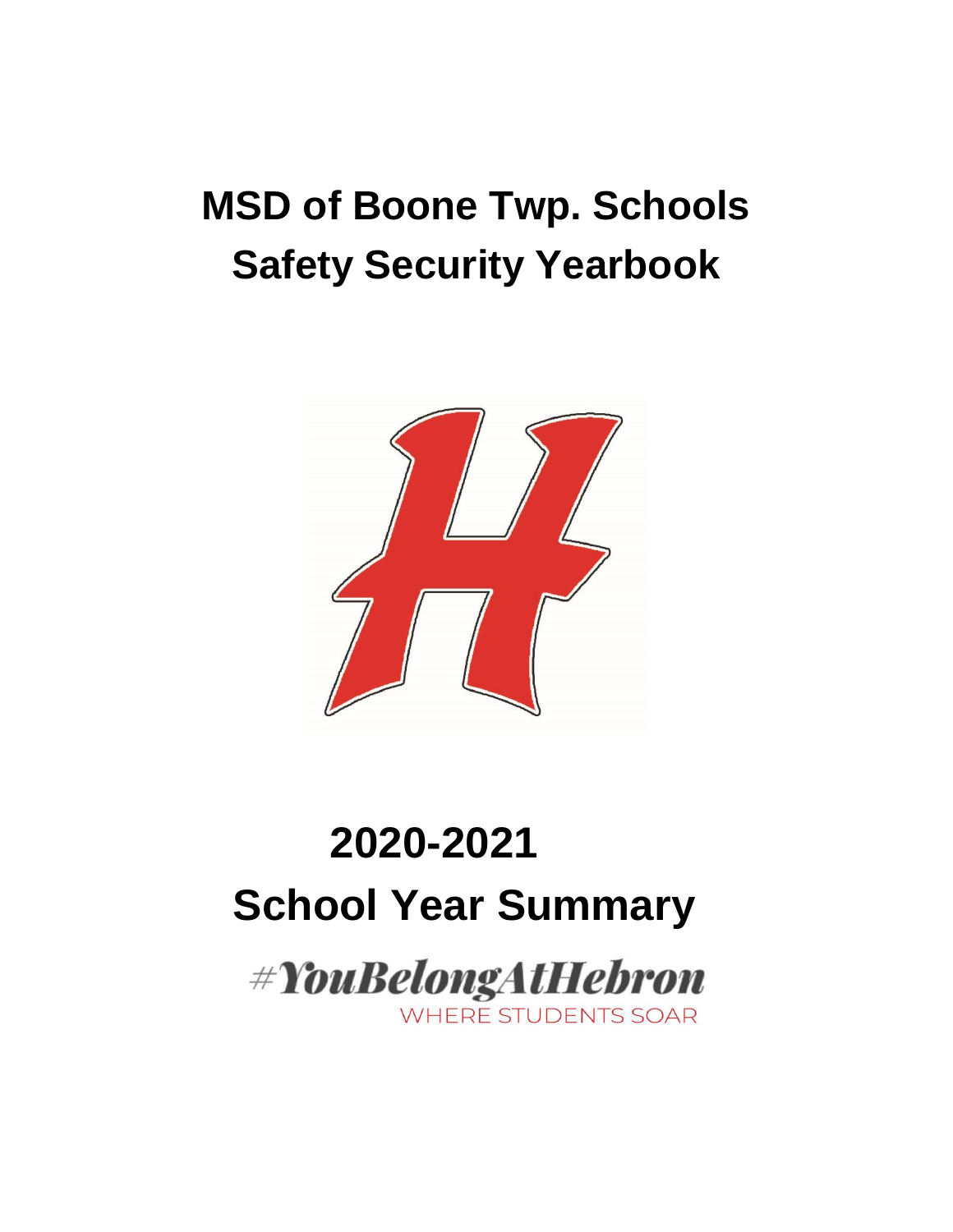# MSD of Boone Twp. Schools Safety Security Yearbook

# 2020-2021 School Year Summary

#YouBelongAtHebron

WHERE STUDENTS SOAR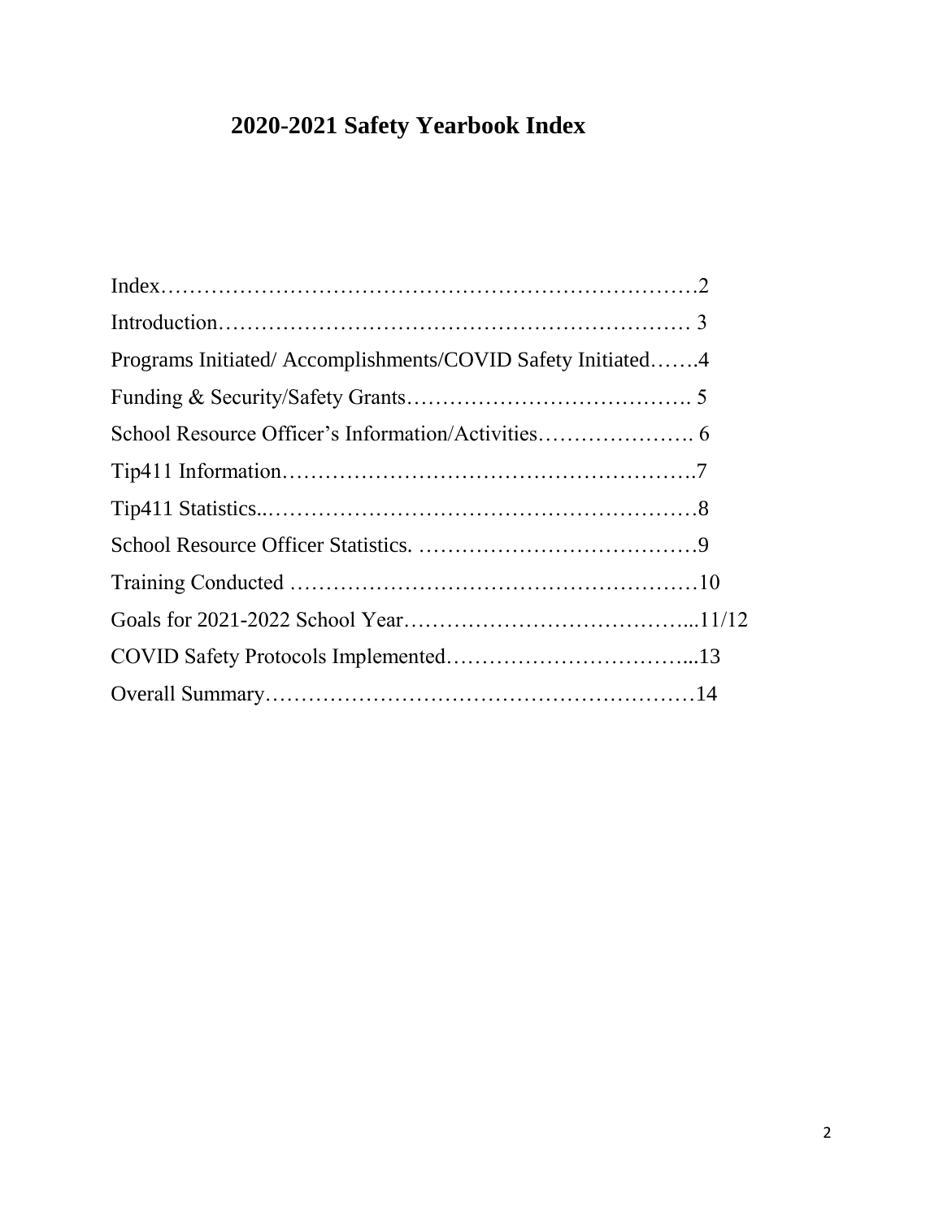# 2020-2021 Safety Yearbook Index

Index……………………………………………………………………2

Introduction………………………………………………………… 3

Programs Initiated/ Accomplishments/COVID Safety Initiated…….4

Funding & Security/Safety Grants…………………………………. 5

School Resource Officer's Information/Activities…………………. 6

Tip411 Information……………………………………………….7

Tip411 Statistics..……………………………………………………8

School Resource Officer Statistics. …………………………………9

Training Conducted …………………………………………………10

Goals for 2021-2022 School Year…………………………………...11/12

COVID Safety Protocols Implemented……………………………...13

Overall Summary……………………………………………………14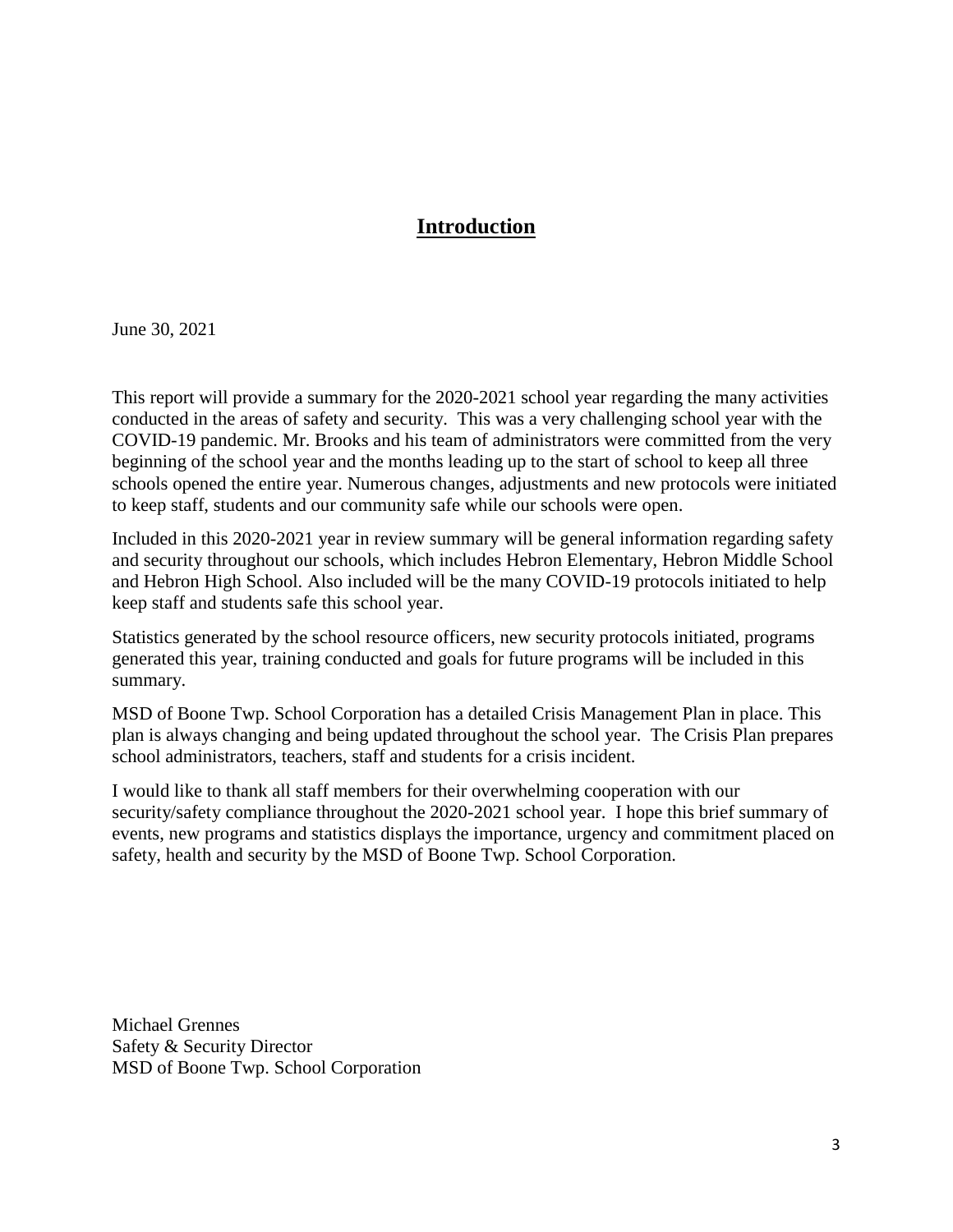# Introduction

June 30, 2021

This report will provide a summary for the 2020-2021 school year regarding the many activities conducted in the areas of safety and security. This was a very challenging school year with the COVID-19 pandemic. Mr. Brooks and his team of administrators were committed from the very beginning of the school year and the months leading up to the start of school to keep all three schools opened the entire year. Numerous changes, adjustments and new protocols were initiated to keep staff, students and our community safe while our schools were open.

Included in this 2020-2021 year in review summary will be general information regarding safety and security throughout our schools, which includes Hebron Elementary, Hebron Middle School and Hebron High School. Also included will be the many COVID-19 protocols initiated to help keep staff and students safe this school year.

Statistics generated by the school resource officers, new security protocols initiated, programs generated this year, training conducted and goals for future programs will be included in this summary.

MSD of Boone Twp. School Corporation has a detailed Crisis Management Plan in place. This plan is always changing and being updated throughout the school year. The Crisis Plan prepares school administrators, teachers, staff and students for a crisis incident.

I would like to thank all staff members for their overwhelming cooperation with our security/safety compliance throughout the 2020-2021 school year. I hope this brief summary of events, new programs and statistics displays the importance, urgency and commitment placed on safety, health and security by the MSD of Boone Twp. School Corporation.

Michael Grennes
Safety & Security Director
MSD of Boone Twp. School Corporation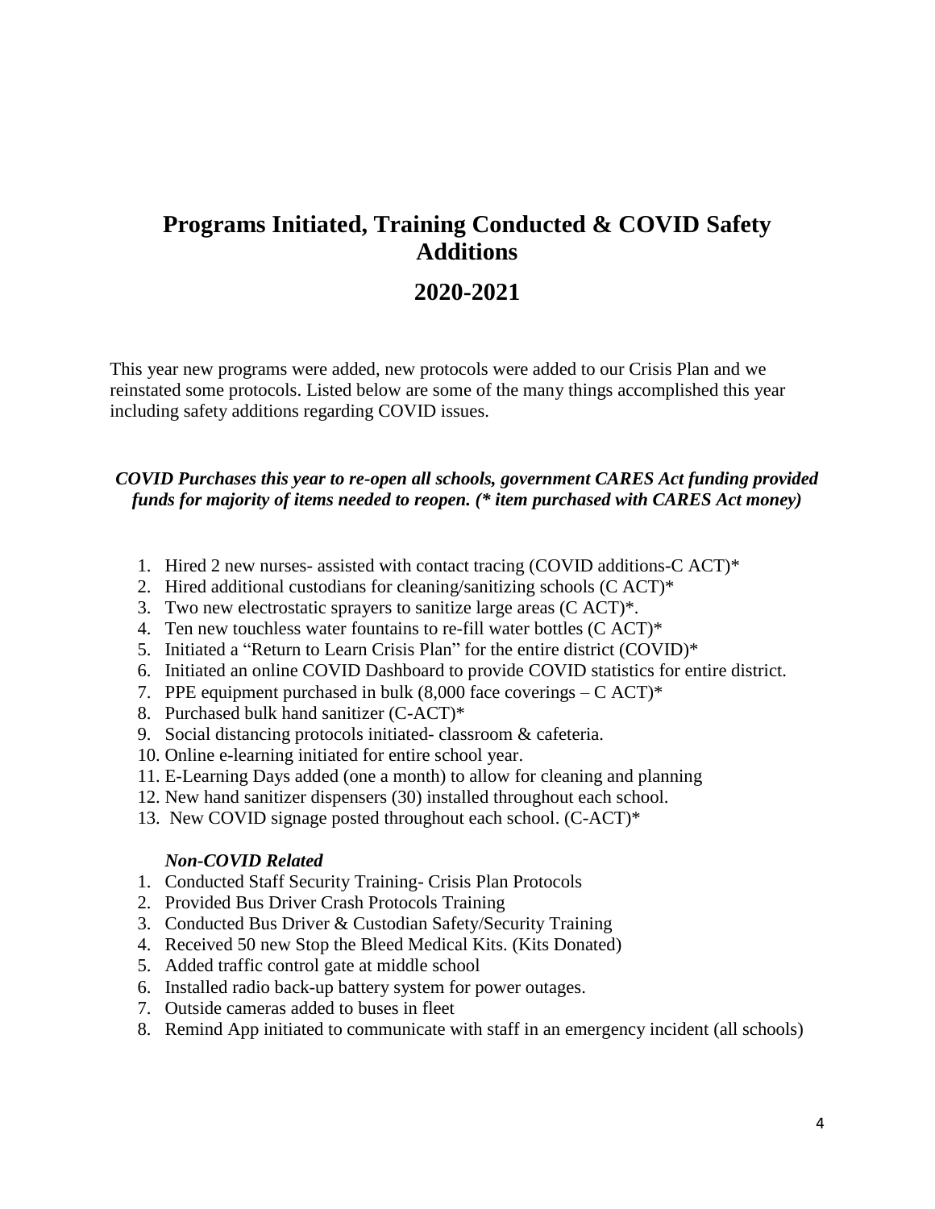# Programs Initiated, Training Conducted & COVID Safety Additions

# 2020-2021

This year new programs were added, new protocols were added to our Crisis Plan and we reinstated some protocols. Listed below are some of the many things accomplished this year including safety additions regarding COVID issues.

***COVID Purchases this year to re-open all schools, government CARES Act funding provided funds for majority of items needed to reopen. (* item purchased with CARES Act money)***

1. Hired 2 new nurses- assisted with contact tracing (COVID additions-C ACT)*
2. Hired additional custodians for cleaning/sanitizing schools (C ACT)*
3. Two new electrostatic sprayers to sanitize large areas (C ACT)*.
4. Ten new touchless water fountains to re-fill water bottles (C ACT)*
5. Initiated a "Return to Learn Crisis Plan" for the entire district (COVID)*
6. Initiated an online COVID Dashboard to provide COVID statistics for entire district.
7. PPE equipment purchased in bulk (8,000 face coverings – C ACT)*
8. Purchased bulk hand sanitizer (C-ACT)*
9. Social distancing protocols initiated- classroom & cafeteria.
10. Online e-learning initiated for entire school year.
11. E-Learning Days added (one a month) to allow for cleaning and planning
12. New hand sanitizer dispensers (30) installed throughout each school.
13. New COVID signage posted throughout each school. (C-ACT)*

***Non-COVID Related***

1. Conducted Staff Security Training- Crisis Plan Protocols
2. Provided Bus Driver Crash Protocols Training
3. Conducted Bus Driver & Custodian Safety/Security Training
4. Received 50 new Stop the Bleed Medical Kits. (Kits Donated)
5. Added traffic control gate at middle school
6. Installed radio back-up battery system for power outages.
7. Outside cameras added to buses in fleet
8. Remind App initiated to communicate with staff in an emergency incident (all schools)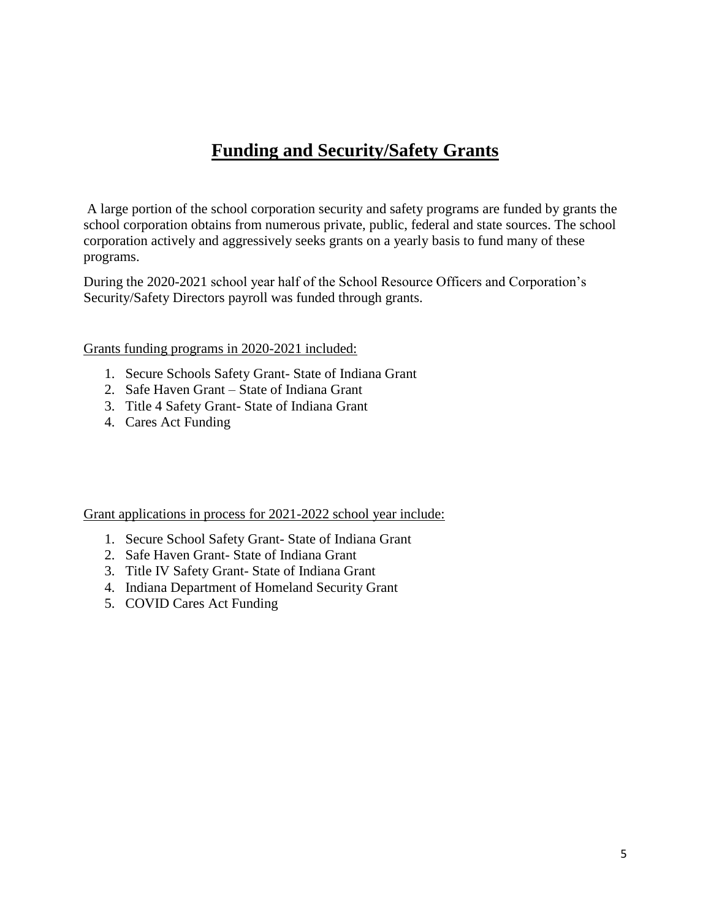# Funding and Security/Safety Grants

A large portion of the school corporation security and safety programs are funded by grants the school corporation obtains from numerous private, public, federal and state sources. The school corporation actively and aggressively seeks grants on a yearly basis to fund many of these programs.

During the 2020-2021 school year half of the School Resource Officers and Corporation's Security/Safety Directors payroll was funded through grants.

Grants funding programs in 2020-2021 included:

1. Secure Schools Safety Grant- State of Indiana Grant
2. Safe Haven Grant – State of Indiana Grant
3. Title 4 Safety Grant- State of Indiana Grant
4. Cares Act Funding

Grant applications in process for 2021-2022 school year include:

1. Secure School Safety Grant- State of Indiana Grant
2. Safe Haven Grant- State of Indiana Grant
3. Title IV Safety Grant- State of Indiana Grant
4. Indiana Department of Homeland Security Grant
5. COVID Cares Act Funding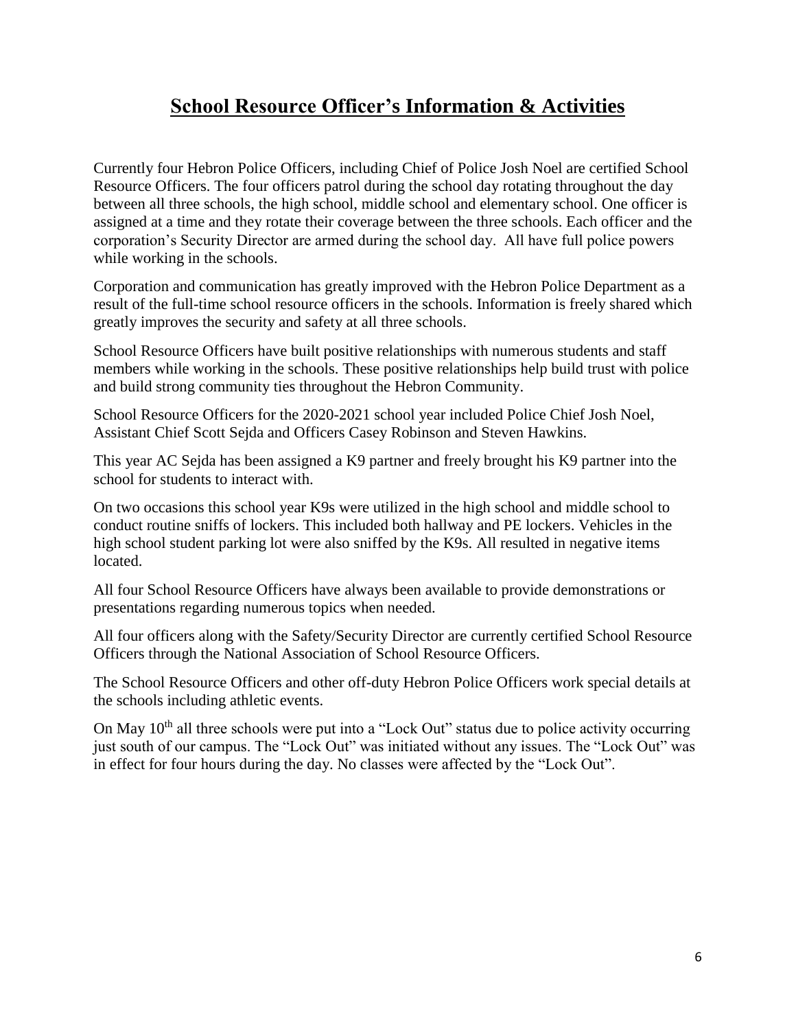# School Resource Officer's Information & Activities

Currently four Hebron Police Officers, including Chief of Police Josh Noel are certified School Resource Officers. The four officers patrol during the school day rotating throughout the day between all three schools, the high school, middle school and elementary school. One officer is assigned at a time and they rotate their coverage between the three schools. Each officer and the corporation's Security Director are armed during the school day. All have full police powers while working in the schools.

Corporation and communication has greatly improved with the Hebron Police Department as a result of the full-time school resource officers in the schools. Information is freely shared which greatly improves the security and safety at all three schools.

School Resource Officers have built positive relationships with numerous students and staff members while working in the schools. These positive relationships help build trust with police and build strong community ties throughout the Hebron Community.

School Resource Officers for the 2020-2021 school year included Police Chief Josh Noel, Assistant Chief Scott Sejda and Officers Casey Robinson and Steven Hawkins.

This year AC Sejda has been assigned a K9 partner and freely brought his K9 partner into the school for students to interact with.

On two occasions this school year K9s were utilized in the high school and middle school to conduct routine sniffs of lockers. This included both hallway and PE lockers. Vehicles in the high school student parking lot were also sniffed by the K9s. All resulted in negative items located.

All four School Resource Officers have always been available to provide demonstrations or presentations regarding numerous topics when needed.

All four officers along with the Safety/Security Director are currently certified School Resource Officers through the National Association of School Resource Officers.

The School Resource Officers and other off-duty Hebron Police Officers work special details at the schools including athletic events.

On May 10th all three schools were put into a "Lock Out" status due to police activity occurring just south of our campus. The "Lock Out" was initiated without any issues. The "Lock Out" was in effect for four hours during the day. No classes were affected by the "Lock Out".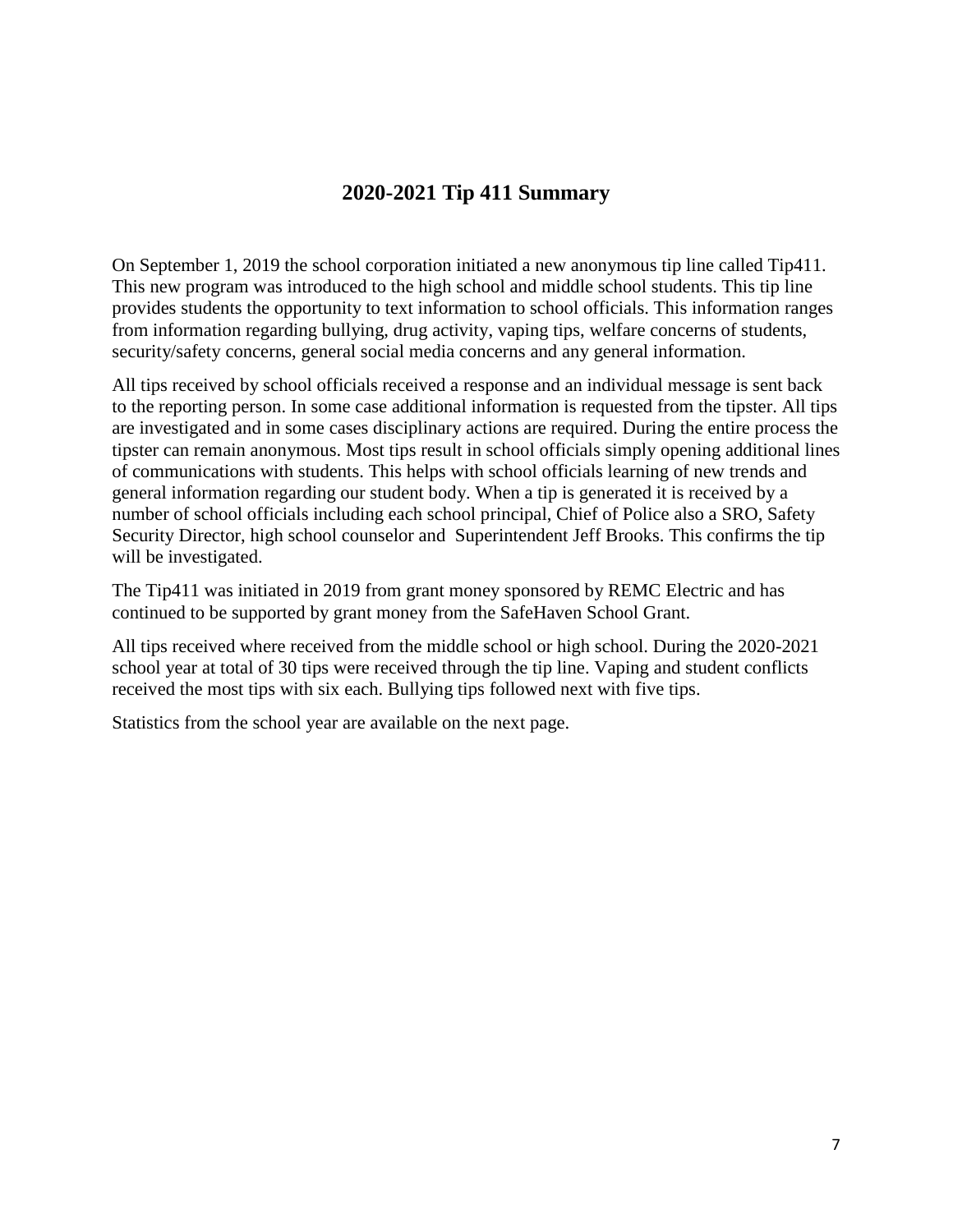## 2020-2021 Tip 411 Summary

On September 1, 2019 the school corporation initiated a new anonymous tip line called Tip411. This new program was introduced to the high school and middle school students. This tip line provides students the opportunity to text information to school officials. This information ranges from information regarding bullying, drug activity, vaping tips, welfare concerns of students, security/safety concerns, general social media concerns and any general information.

All tips received by school officials received a response and an individual message is sent back to the reporting person. In some case additional information is requested from the tipster. All tips are investigated and in some cases disciplinary actions are required. During the entire process the tipster can remain anonymous. Most tips result in school officials simply opening additional lines of communications with students. This helps with school officials learning of new trends and general information regarding our student body. When a tip is generated it is received by a number of school officials including each school principal, Chief of Police also a SRO, Safety Security Director, high school counselor and Superintendent Jeff Brooks. This confirms the tip will be investigated.

The Tip411 was initiated in 2019 from grant money sponsored by REMC Electric and has continued to be supported by grant money from the SafeHaven School Grant.

All tips received where received from the middle school or high school. During the 2020-2021 school year at total of 30 tips were received through the tip line. Vaping and student conflicts received the most tips with six each. Bullying tips followed next with five tips.

Statistics from the school year are available on the next page.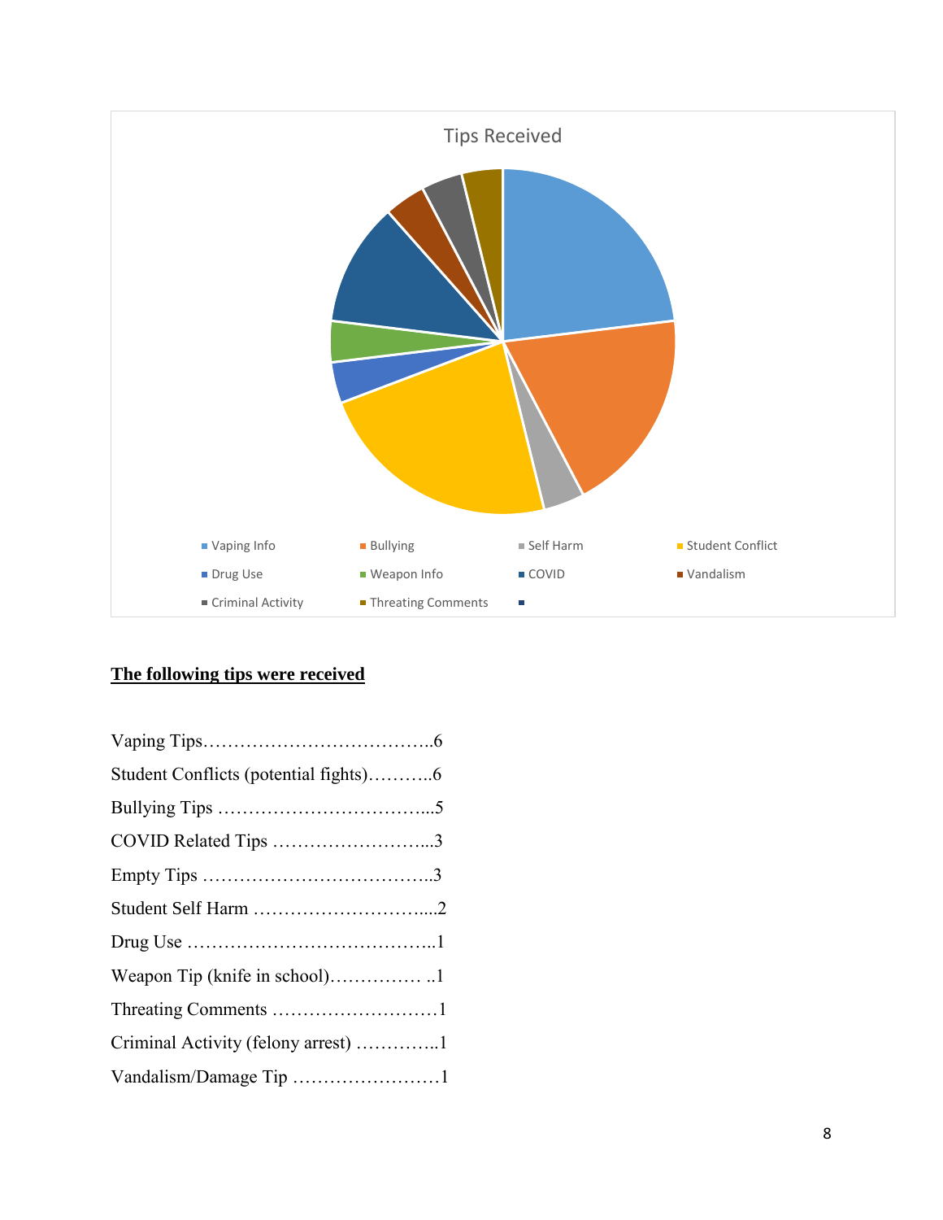Tips Received

- Vaping Info
- Bullying
- Self Harm
- Student Conflict
- Drug Use
- Weapon Info
- COVID
- Vandalism
- Criminal Activity
- Threating Comments

**<u>The following tips were received</u>**

Vaping Tips………………………………..6

Student Conflicts (potential fights)………..6

Bullying Tips ……………………………...5

COVID Related Tips ……………………...3

Empty Tips ………………………………..3

Student Self Harm ………………………....2

Drug Use …………………………………..1

Weapon Tip (knife in school)…………… ..1

Threating Comments ………………………1

Criminal Activity (felony arrest) …………..1

Vandalism/Damage Tip ……………………1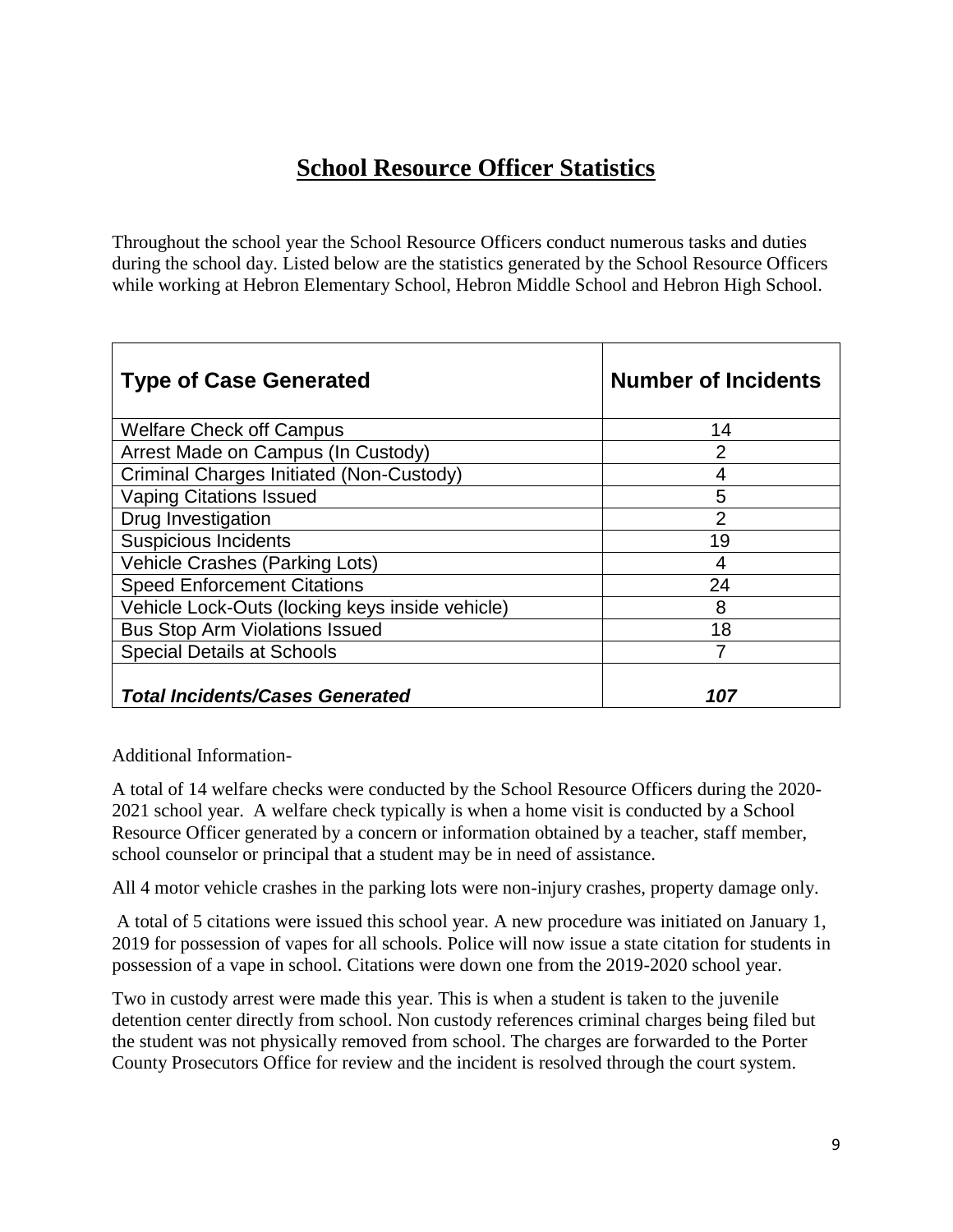# School Resource Officer Statistics

Throughout the school year the School Resource Officers conduct numerous tasks and duties during the school day. Listed below are the statistics generated by the School Resource Officers while working at Hebron Elementary School, Hebron Middle School and Hebron High School.

| Type of Case Generated | Number of Incidents |
|---|---|
| Welfare Check off Campus | 14 |
| Arrest Made on Campus (In Custody) | 2 |
| Criminal Charges Initiated (Non-Custody) | 4 |
| Vaping Citations Issued | 5 |
| Drug Investigation | 2 |
| Suspicious Incidents | 19 |
| Vehicle Crashes (Parking Lots) | 4 |
| Speed Enforcement Citations | 24 |
| Vehicle Lock-Outs (locking keys inside vehicle) | 8 |
| Bus Stop Arm Violations Issued | 18 |
| Special Details at Schools | 7 |
| ***Total Incidents/Cases Generated*** | ***107*** |

Additional Information-

A total of 14 welfare checks were conducted by the School Resource Officers during the 2020-2021 school year. A welfare check typically is when a home visit is conducted by a School Resource Officer generated by a concern or information obtained by a teacher, staff member, school counselor or principal that a student may be in need of assistance.

All 4 motor vehicle crashes in the parking lots were non-injury crashes, property damage only.

A total of 5 citations were issued this school year. A new procedure was initiated on January 1, 2019 for possession of vapes for all schools. Police will now issue a state citation for students in possession of a vape in school. Citations were down one from the 2019-2020 school year.

Two in custody arrest were made this year. This is when a student is taken to the juvenile detention center directly from school. Non custody references criminal charges being filed but the student was not physically removed from school. The charges are forwarded to the Porter County Prosecutors Office for review and the incident is resolved through the court system.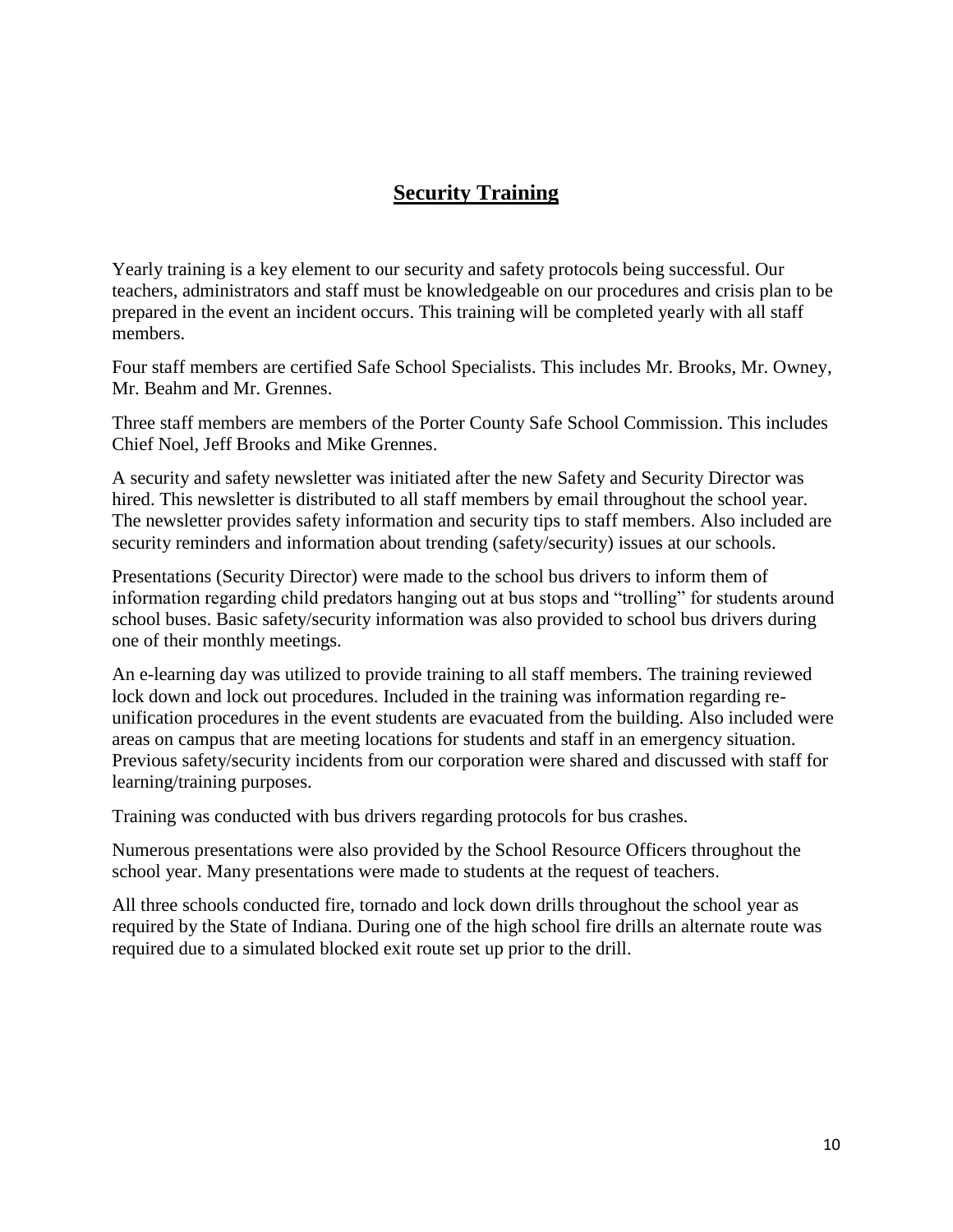## Security Training

Yearly training is a key element to our security and safety protocols being successful. Our teachers, administrators and staff must be knowledgeable on our procedures and crisis plan to be prepared in the event an incident occurs. This training will be completed yearly with all staff members.

Four staff members are certified Safe School Specialists. This includes Mr. Brooks, Mr. Owney, Mr. Beahm and Mr. Grennes.

Three staff members are members of the Porter County Safe School Commission. This includes Chief Noel, Jeff Brooks and Mike Grennes.

A security and safety newsletter was initiated after the new Safety and Security Director was hired. This newsletter is distributed to all staff members by email throughout the school year. The newsletter provides safety information and security tips to staff members. Also included are security reminders and information about trending (safety/security) issues at our schools.

Presentations (Security Director) were made to the school bus drivers to inform them of information regarding child predators hanging out at bus stops and "trolling" for students around school buses. Basic safety/security information was also provided to school bus drivers during one of their monthly meetings.

An e-learning day was utilized to provide training to all staff members. The training reviewed lock down and lock out procedures. Included in the training was information regarding re-unification procedures in the event students are evacuated from the building. Also included were areas on campus that are meeting locations for students and staff in an emergency situation. Previous safety/security incidents from our corporation were shared and discussed with staff for learning/training purposes.

Training was conducted with bus drivers regarding protocols for bus crashes.

Numerous presentations were also provided by the School Resource Officers throughout the school year. Many presentations were made to students at the request of teachers.

All three schools conducted fire, tornado and lock down drills throughout the school year as required by the State of Indiana. During one of the high school fire drills an alternate route was required due to a simulated blocked exit route set up prior to the drill.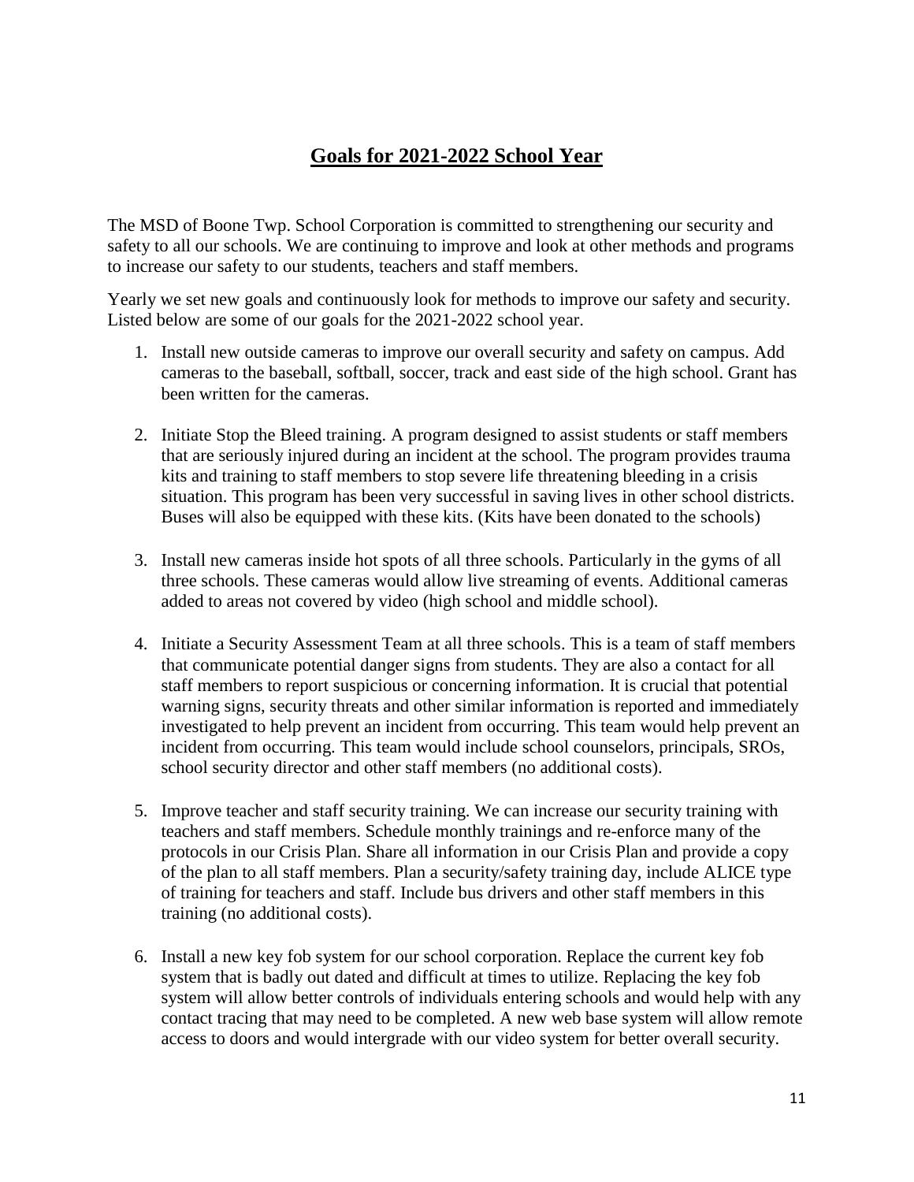## **Goals for 2021-2022 School Year**

The MSD of Boone Twp. School Corporation is committed to strengthening our security and safety to all our schools. We are continuing to improve and look at other methods and programs to increase our safety to our students, teachers and staff members.

Yearly we set new goals and continuously look for methods to improve our safety and security. Listed below are some of our goals for the 2021-2022 school year.

1. Install new outside cameras to improve our overall security and safety on campus. Add cameras to the baseball, softball, soccer, track and east side of the high school. Grant has been written for the cameras.

2. Initiate Stop the Bleed training. A program designed to assist students or staff members that are seriously injured during an incident at the school. The program provides trauma kits and training to staff members to stop severe life threatening bleeding in a crisis situation. This program has been very successful in saving lives in other school districts. Buses will also be equipped with these kits. (Kits have been donated to the schools)

3. Install new cameras inside hot spots of all three schools. Particularly in the gyms of all three schools. These cameras would allow live streaming of events. Additional cameras added to areas not covered by video (high school and middle school).

4. Initiate a Security Assessment Team at all three schools. This is a team of staff members that communicate potential danger signs from students. They are also a contact for all staff members to report suspicious or concerning information. It is crucial that potential warning signs, security threats and other similar information is reported and immediately investigated to help prevent an incident from occurring. This team would help prevent an incident from occurring. This team would include school counselors, principals, SROs, school security director and other staff members (no additional costs).

5. Improve teacher and staff security training. We can increase our security training with teachers and staff members. Schedule monthly trainings and re-enforce many of the protocols in our Crisis Plan. Share all information in our Crisis Plan and provide a copy of the plan to all staff members. Plan a security/safety training day, include ALICE type of training for teachers and staff. Include bus drivers and other staff members in this training (no additional costs).

6. Install a new key fob system for our school corporation. Replace the current key fob system that is badly out dated and difficult at times to utilize. Replacing the key fob system will allow better controls of individuals entering schools and would help with any contact tracing that may need to be completed. A new web base system will allow remote access to doors and would intergrade with our video system for better overall security.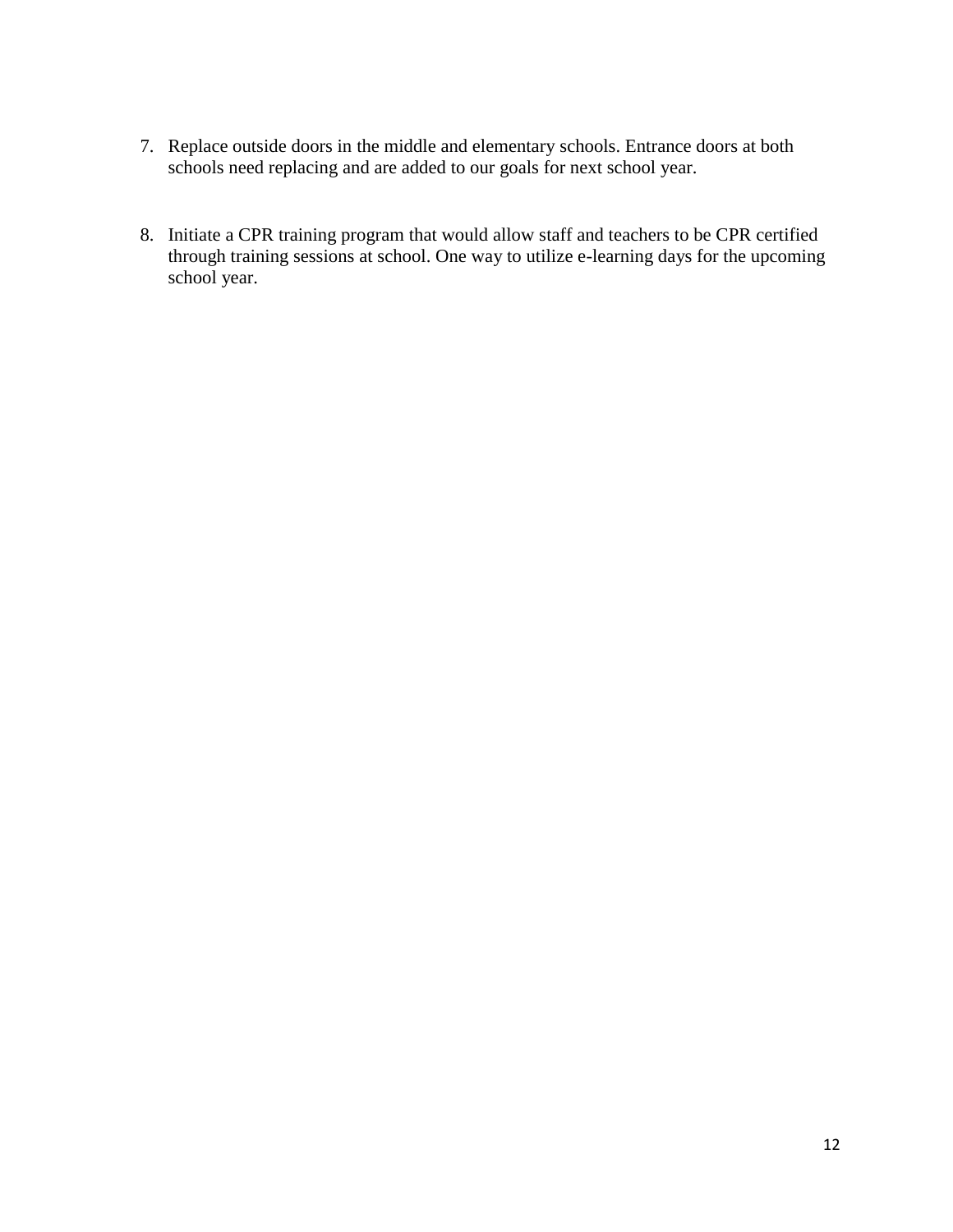7. Replace outside doors in the middle and elementary schools. Entrance doors at both schools need replacing and are added to our goals for next school year.

8. Initiate a CPR training program that would allow staff and teachers to be CPR certified through training sessions at school. One way to utilize e-learning days for the upcoming school year.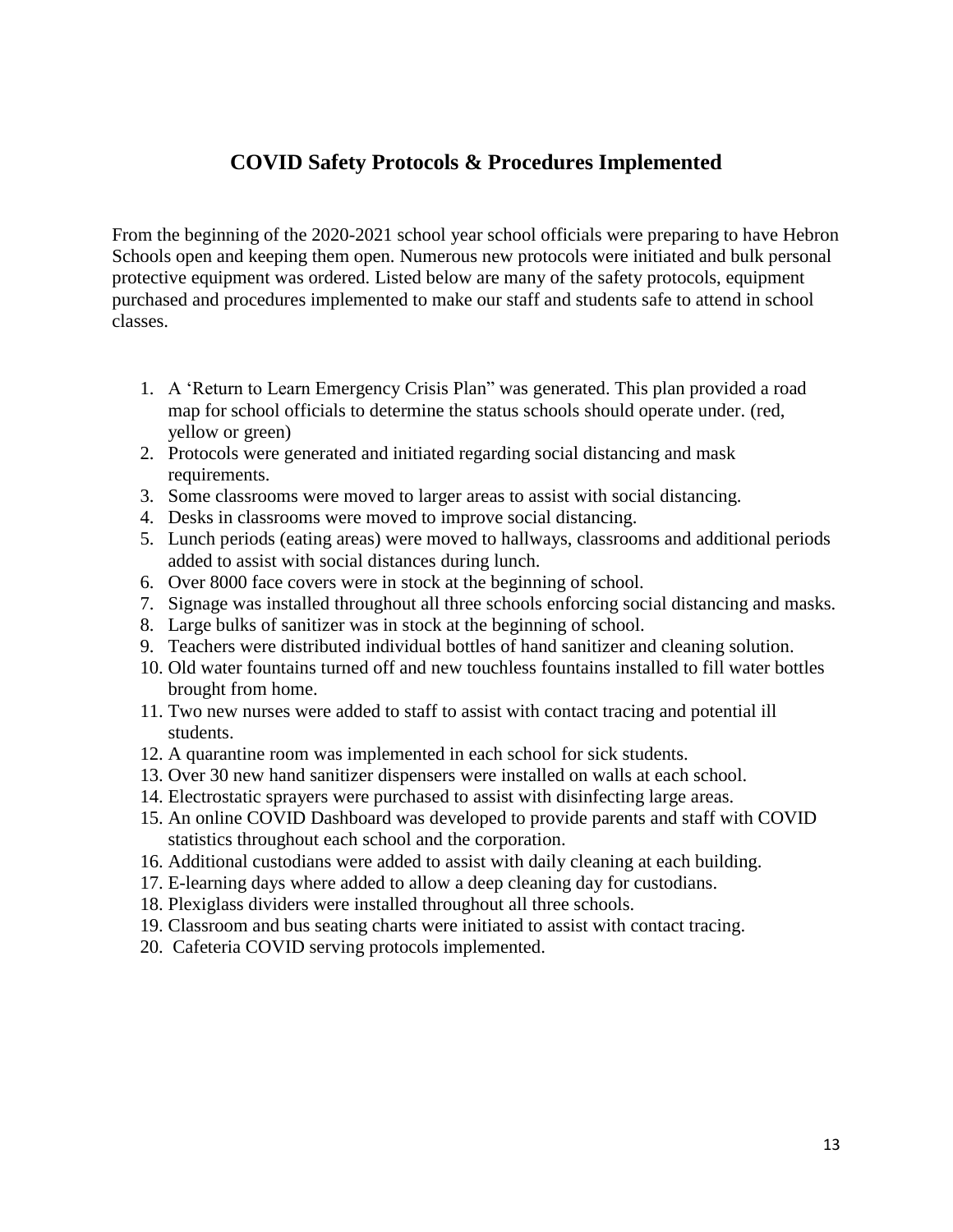# COVID Safety Protocols & Procedures Implemented

From the beginning of the 2020-2021 school year school officials were preparing to have Hebron Schools open and keeping them open. Numerous new protocols were initiated and bulk personal protective equipment was ordered. Listed below are many of the safety protocols, equipment purchased and procedures implemented to make our staff and students safe to attend in school classes.

1. A 'Return to Learn Emergency Crisis Plan" was generated. This plan provided a road map for school officials to determine the status schools should operate under. (red, yellow or green)
2. Protocols were generated and initiated regarding social distancing and mask requirements.
3. Some classrooms were moved to larger areas to assist with social distancing.
4. Desks in classrooms were moved to improve social distancing.
5. Lunch periods (eating areas) were moved to hallways, classrooms and additional periods added to assist with social distances during lunch.
6. Over 8000 face covers were in stock at the beginning of school.
7. Signage was installed throughout all three schools enforcing social distancing and masks.
8. Large bulks of sanitizer was in stock at the beginning of school.
9. Teachers were distributed individual bottles of hand sanitizer and cleaning solution.
10. Old water fountains turned off and new touchless fountains installed to fill water bottles brought from home.
11. Two new nurses were added to staff to assist with contact tracing and potential ill students.
12. A quarantine room was implemented in each school for sick students.
13. Over 30 new hand sanitizer dispensers were installed on walls at each school.
14. Electrostatic sprayers were purchased to assist with disinfecting large areas.
15. An online COVID Dashboard was developed to provide parents and staff with COVID statistics throughout each school and the corporation.
16. Additional custodians were added to assist with daily cleaning at each building.
17. E-learning days where added to allow a deep cleaning day for custodians.
18. Plexiglass dividers were installed throughout all three schools.
19. Classroom and bus seating charts were initiated to assist with contact tracing.
20. Cafeteria COVID serving protocols implemented.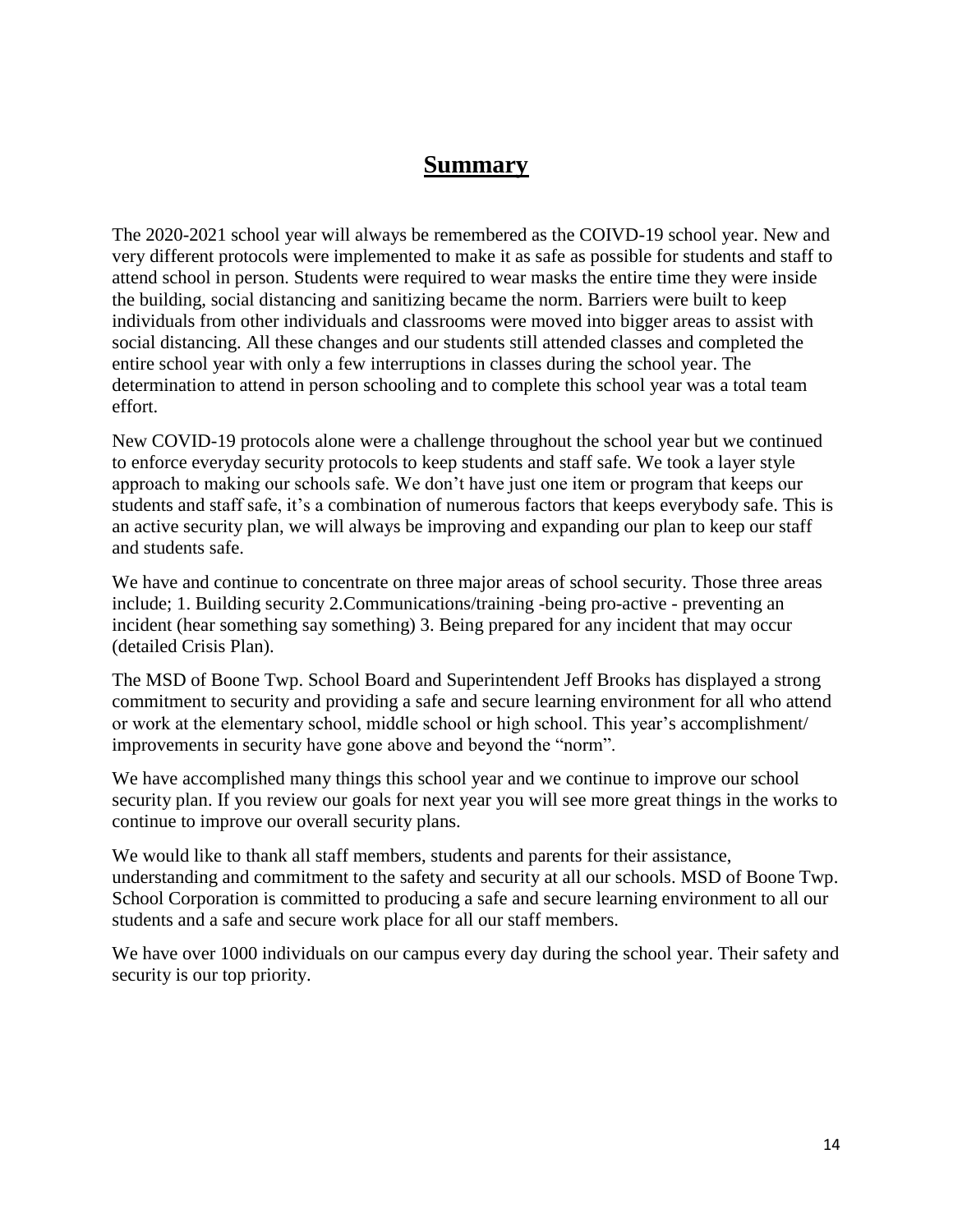# Summary

The 2020-2021 school year will always be remembered as the COIVD-19 school year. New and very different protocols were implemented to make it as safe as possible for students and staff to attend school in person. Students were required to wear masks the entire time they were inside the building, social distancing and sanitizing became the norm. Barriers were built to keep individuals from other individuals and classrooms were moved into bigger areas to assist with social distancing. All these changes and our students still attended classes and completed the entire school year with only a few interruptions in classes during the school year. The determination to attend in person schooling and to complete this school year was a total team effort.

New COVID-19 protocols alone were a challenge throughout the school year but we continued to enforce everyday security protocols to keep students and staff safe. We took a layer style approach to making our schools safe. We don't have just one item or program that keeps our students and staff safe, it's a combination of numerous factors that keeps everybody safe. This is an active security plan, we will always be improving and expanding our plan to keep our staff and students safe.

We have and continue to concentrate on three major areas of school security. Those three areas include; 1. Building security 2.Communications/training -being pro-active - preventing an incident (hear something say something) 3. Being prepared for any incident that may occur (detailed Crisis Plan).

The MSD of Boone Twp. School Board and Superintendent Jeff Brooks has displayed a strong commitment to security and providing a safe and secure learning environment for all who attend or work at the elementary school, middle school or high school. This year's accomplishment/ improvements in security have gone above and beyond the "norm".

We have accomplished many things this school year and we continue to improve our school security plan. If you review our goals for next year you will see more great things in the works to continue to improve our overall security plans.

We would like to thank all staff members, students and parents for their assistance, understanding and commitment to the safety and security at all our schools. MSD of Boone Twp. School Corporation is committed to producing a safe and secure learning environment to all our students and a safe and secure work place for all our staff members.

We have over 1000 individuals on our campus every day during the school year. Their safety and security is our top priority.